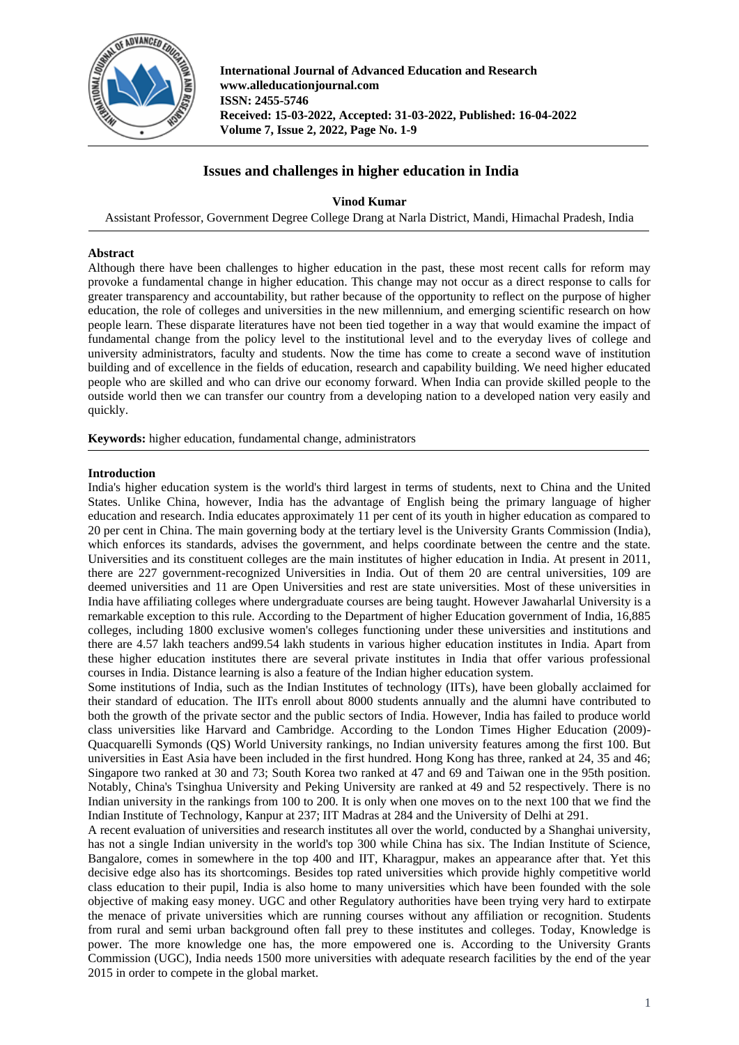# Issues and challenges in higher education in India

**Vinod Kumar**

Assistant Professor, Government Degree College Drang at Narla District, Mandi, Himachal Pradesh, India

## Abstract

Although there have been challenges to higher education in the past, these most recent calls for reform may provoke a fundamental change in higher education. This change may not occur as a direct response to calls for greater transparency and accountability, but rather because of the opportunity to reflect on the purpose of higher education, the role of colleges and universities in the new millennium, and emerging scientific research on how people learn. These disparate literatures have not been tied together in a way that would examine the impact of fundamental change from the policy level to the institutional level and to the everyday lives of college and university administrators, faculty and students. Now the time has come to create a second wave of institution building and of excellence in the fields of education, research and capability building. We need higher educated people who are skilled and who can drive our economy forward. When India can provide skilled people to the outside world then we can transfer our country from a developing nation to a developed nation very easily and quickly.

**Keywords:** higher education, fundamental change, administrators

## Introduction

India's higher education system is the world's third largest in terms of students, next to China and the United States. Unlike China, however, India has the advantage of English being the primary language of higher education and research. India educates approximately 11 per cent of its youth in higher education as compared to 20 per cent in China. The main governing body at the tertiary level is the University Grants Commission (India), which enforces its standards, advises the government, and helps coordinate between the centre and the state. Universities and its constituent colleges are the main institutes of higher education in India. At present in 2011, there are 227 government-recognized Universities in India. Out of them 20 are central universities, 109 are deemed universities and 11 are Open Universities and rest are state universities. Most of these universities in India have affiliating colleges where undergraduate courses are being taught. However Jawaharlal University is a remarkable exception to this rule. According to the Department of higher Education government of India, 16,885 colleges, including 1800 exclusive women's colleges functioning under these universities and institutions and there are 4.57 lakh teachers and99.54 lakh students in various higher education institutes in India. Apart from these higher education institutes there are several private institutes in India that offer various professional courses in India. Distance learning is also a feature of the Indian higher education system.

Some institutions of India, such as the Indian Institutes of technology (IITs), have been globally acclaimed for their standard of education. The IITs enroll about 8000 students annually and the alumni have contributed to both the growth of the private sector and the public sectors of India. However, India has failed to produce world class universities like Harvard and Cambridge. According to the London Times Higher Education (2009)-Quacquarelli Symonds (QS) World University rankings, no Indian university features among the first 100. But universities in East Asia have been included in the first hundred. Hong Kong has three, ranked at 24, 35 and 46; Singapore two ranked at 30 and 73; South Korea two ranked at 47 and 69 and Taiwan one in the 95th position. Notably, China's Tsinghua University and Peking University are ranked at 49 and 52 respectively. There is no Indian university in the rankings from 100 to 200. It is only when one moves on to the next 100 that we find the Indian Institute of Technology, Kanpur at 237; IIT Madras at 284 and the University of Delhi at 291.

A recent evaluation of universities and research institutes all over the world, conducted by a Shanghai university, has not a single Indian university in the world's top 300 while China has six. The Indian Institute of Science, Bangalore, comes in somewhere in the top 400 and IIT, Kharagpur, makes an appearance after that. Yet this decisive edge also has its shortcomings. Besides top rated universities which provide highly competitive world class education to their pupil, India is also home to many universities which have been founded with the sole objective of making easy money. UGC and other Regulatory authorities have been trying very hard to extirpate the menace of private universities which are running courses without any affiliation or recognition. Students from rural and semi urban background often fall prey to these institutes and colleges. Today, Knowledge is power. The more knowledge one has, the more empowered one is. According to the University Grants Commission (UGC), India needs 1500 more universities with adequate research facilities by the end of the year 2015 in order to compete in the global market.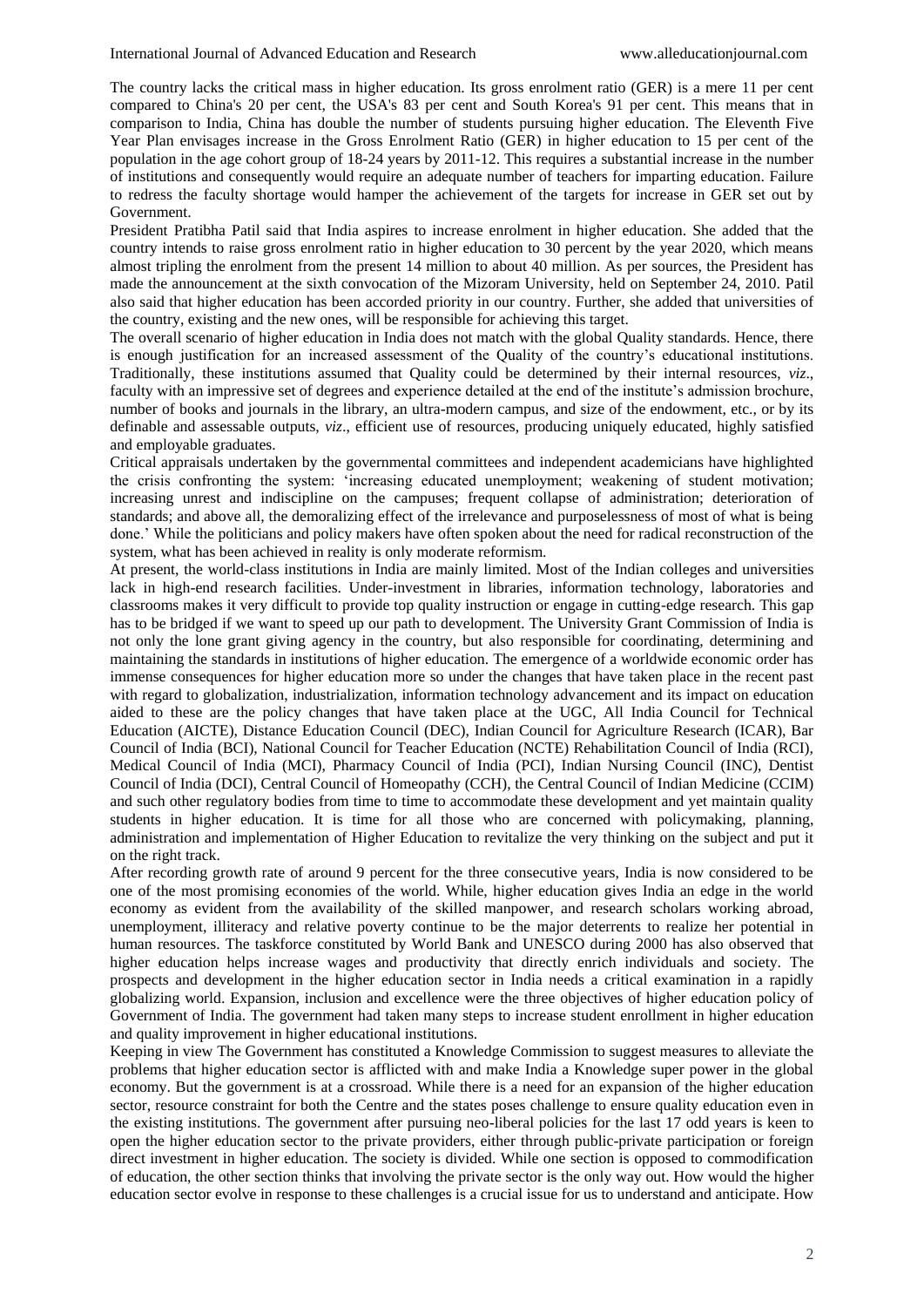The country lacks the critical mass in higher education. Its gross enrolment ratio (GER) is a mere 11 per cent compared to China's 20 per cent, the USA's 83 per cent and South Korea's 91 per cent. This means that in comparison to India, China has double the number of students pursuing higher education. The Eleventh Five Year Plan envisages increase in the Gross Enrolment Ratio (GER) in higher education to 15 per cent of the population in the age cohort group of 18-24 years by 2011-12. This requires a substantial increase in the number of institutions and consequently would require an adequate number of teachers for imparting education. Failure to redress the faculty shortage would hamper the achievement of the targets for increase in GER set out by Government.

President Pratibha Patil said that India aspires to increase enrolment in higher education. She added that the country intends to raise gross enrolment ratio in higher education to 30 percent by the year 2020, which means almost tripling the enrolment from the present 14 million to about 40 million. As per sources, the President has made the announcement at the sixth convocation of the Mizoram University, held on September 24, 2010. Patil also said that higher education has been accorded priority in our country. Further, she added that universities of the country, existing and the new ones, will be responsible for achieving this target.

The overall scenario of higher education in India does not match with the global Quality standards. Hence, there is enough justification for an increased assessment of the Quality of the country's educational institutions. Traditionally, these institutions assumed that Quality could be determined by their internal resources, *viz*., faculty with an impressive set of degrees and experience detailed at the end of the institute's admission brochure, number of books and journals in the library, an ultra-modern campus, and size of the endowment, etc., or by its definable and assessable outputs, *viz*., efficient use of resources, producing uniquely educated, highly satisfied and employable graduates.

Critical appraisals undertaken by the governmental committees and independent academicians have highlighted the crisis confronting the system: 'increasing educated unemployment; weakening of student motivation; increasing unrest and indiscipline on the campuses; frequent collapse of administration; deterioration of standards; and above all, the demoralizing effect of the irrelevance and purposelessness of most of what is being done.' While the politicians and policy makers have often spoken about the need for radical reconstruction of the system, what has been achieved in reality is only moderate reformism.

At present, the world-class institutions in India are mainly limited. Most of the Indian colleges and universities lack in high-end research facilities. Under-investment in libraries, information technology, laboratories and classrooms makes it very difficult to provide top quality instruction or engage in cutting-edge research. This gap has to be bridged if we want to speed up our path to development. The University Grant Commission of India is not only the lone grant giving agency in the country, but also responsible for coordinating, determining and maintaining the standards in institutions of higher education. The emergence of a worldwide economic order has immense consequences for higher education more so under the changes that have taken place in the recent past with regard to globalization, industrialization, information technology advancement and its impact on education aided to these are the policy changes that have taken place at the UGC, All India Council for Technical Education (AICTE), Distance Education Council (DEC), Indian Council for Agriculture Research (ICAR), Bar Council of India (BCI), National Council for Teacher Education (NCTE) Rehabilitation Council of India (RCI), Medical Council of India (MCI), Pharmacy Council of India (PCI), Indian Nursing Council (INC), Dentist Council of India (DCI), Central Council of Homeopathy (CCH), the Central Council of Indian Medicine (CCIM) and such other regulatory bodies from time to time to accommodate these development and yet maintain quality students in higher education. It is time for all those who are concerned with policymaking, planning, administration and implementation of Higher Education to revitalize the very thinking on the subject and put it on the right track.

After recording growth rate of around 9 percent for the three consecutive years, India is now considered to be one of the most promising economies of the world. While, higher education gives India an edge in the world economy as evident from the availability of the skilled manpower, and research scholars working abroad, unemployment, illiteracy and relative poverty continue to be the major deterrents to realize her potential in human resources. The taskforce constituted by World Bank and UNESCO during 2000 has also observed that higher education helps increase wages and productivity that directly enrich individuals and society. The prospects and development in the higher education sector in India needs a critical examination in a rapidly globalizing world. Expansion, inclusion and excellence were the three objectives of higher education policy of Government of India. The government had taken many steps to increase student enrollment in higher education and quality improvement in higher educational institutions.

Keeping in view The Government has constituted a Knowledge Commission to suggest measures to alleviate the problems that higher education sector is afflicted with and make India a Knowledge super power in the global economy. But the government is at a crossroad. While there is a need for an expansion of the higher education sector, resource constraint for both the Centre and the states poses challenge to ensure quality education even in the existing institutions. The government after pursuing neo-liberal policies for the last 17 odd years is keen to open the higher education sector to the private providers, either through public-private participation or foreign direct investment in higher education. The society is divided. While one section is opposed to commodification of education, the other section thinks that involving the private sector is the only way out. How would the higher education sector evolve in response to these challenges is a crucial issue for us to understand and anticipate. How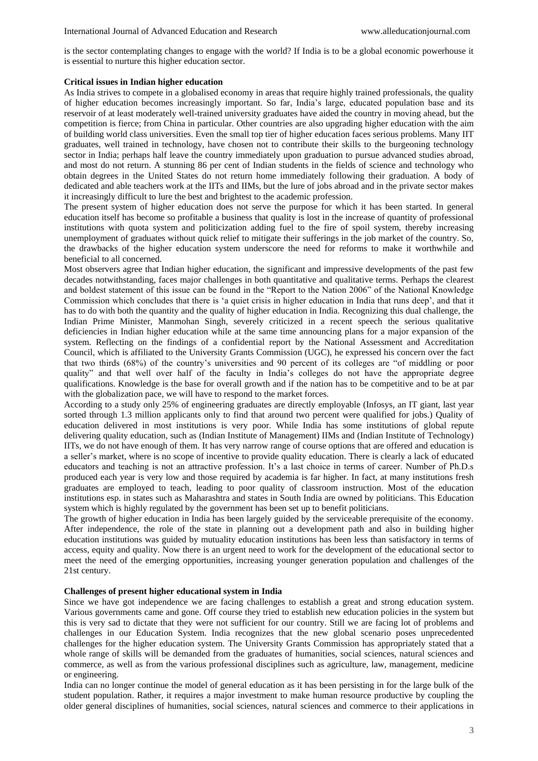is the sector contemplating changes to engage with the world? If India is to be a global economic powerhouse it is essential to nurture this higher education sector.

**Critical issues in Indian higher education**

As India strives to compete in a globalised economy in areas that require highly trained professionals, the quality of higher education becomes increasingly important. So far, India's large, educated population base and its reservoir of at least moderately well-trained university graduates have aided the country in moving ahead, but the competition is fierce; from China in particular. Other countries are also upgrading higher education with the aim of building world class universities. Even the small top tier of higher education faces serious problems. Many IIT graduates, well trained in technology, have chosen not to contribute their skills to the burgeoning technology sector in India; perhaps half leave the country immediately upon graduation to pursue advanced studies abroad, and most do not return. A stunning 86 per cent of Indian students in the fields of science and technology who obtain degrees in the United States do not return home immediately following their graduation. A body of dedicated and able teachers work at the IITs and IIMs, but the lure of jobs abroad and in the private sector makes it increasingly difficult to lure the best and brightest to the academic profession.

The present system of higher education does not serve the purpose for which it has been started. In general education itself has become so profitable a business that quality is lost in the increase of quantity of professional institutions with quota system and politicization adding fuel to the fire of spoil system, thereby increasing unemployment of graduates without quick relief to mitigate their sufferings in the job market of the country. So, the drawbacks of the higher education system underscore the need for reforms to make it worthwhile and beneficial to all concerned.

Most observers agree that Indian higher education, the significant and impressive developments of the past few decades notwithstanding, faces major challenges in both quantitative and qualitative terms. Perhaps the clearest and boldest statement of this issue can be found in the "Report to the Nation 2006" of the National Knowledge Commission which concludes that there is 'a quiet crisis in higher education in India that runs deep', and that it has to do with both the quantity and the quality of higher education in India. Recognizing this dual challenge, the Indian Prime Minister, Manmohan Singh, severely criticized in a recent speech the serious qualitative deficiencies in Indian higher education while at the same time announcing plans for a major expansion of the system. Reflecting on the findings of a confidential report by the National Assessment and Accreditation Council, which is affiliated to the University Grants Commission (UGC), he expressed his concern over the fact that two thirds (68%) of the country's universities and 90 percent of its colleges are "of middling or poor quality" and that well over half of the faculty in India's colleges do not have the appropriate degree qualifications. Knowledge is the base for overall growth and if the nation has to be competitive and to be at par with the globalization pace, we will have to respond to the market forces.

According to a study only 25% of engineering graduates are directly employable (Infosys, an IT giant, last year sorted through 1.3 million applicants only to find that around two percent were qualified for jobs.) Quality of education delivered in most institutions is very poor. While India has some institutions of global repute delivering quality education, such as (Indian Institute of Management) IIMs and (Indian Institute of Technology) IITs, we do not have enough of them. It has very narrow range of course options that are offered and education is a seller's market, where is no scope of incentive to provide quality education. There is clearly a lack of educated educators and teaching is not an attractive profession. It's a last choice in terms of career. Number of Ph.D.s produced each year is very low and those required by academia is far higher. In fact, at many institutions fresh graduates are employed to teach, leading to poor quality of classroom instruction. Most of the education institutions esp. in states such as Maharashtra and states in South India are owned by politicians. This Education system which is highly regulated by the government has been set up to benefit politicians.

The growth of higher education in India has been largely guided by the serviceable prerequisite of the economy. After independence, the role of the state in planning out a development path and also in building higher education institutions was guided by mutuality education institutions has been less than satisfactory in terms of access, equity and quality. Now there is an urgent need to work for the development of the educational sector to meet the need of the emerging opportunities, increasing younger generation population and challenges of the 21st century.

**Challenges of present higher educational system in India**

Since we have got independence we are facing challenges to establish a great and strong education system. Various governments came and gone. Off course they tried to establish new education policies in the system but this is very sad to dictate that they were not sufficient for our country. Still we are facing lot of problems and challenges in our Education System. India recognizes that the new global scenario poses unprecedented challenges for the higher education system. The University Grants Commission has appropriately stated that a whole range of skills will be demanded from the graduates of humanities, social sciences, natural sciences and commerce, as well as from the various professional disciplines such as agriculture, law, management, medicine or engineering.

India can no longer continue the model of general education as it has been persisting in for the large bulk of the student population. Rather, it requires a major investment to make human resource productive by coupling the older general disciplines of humanities, social sciences, natural sciences and commerce to their applications in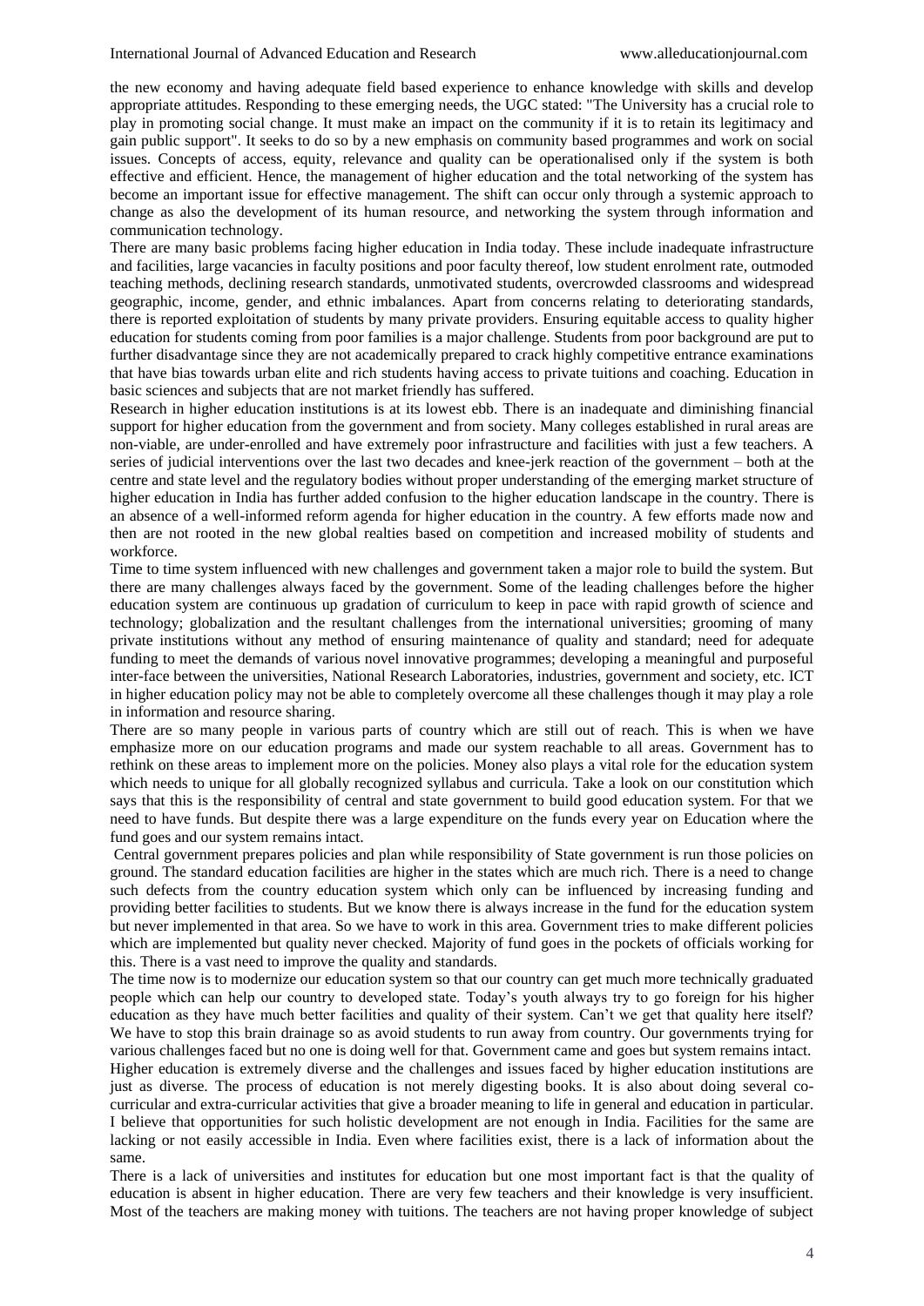the new economy and having adequate field based experience to enhance knowledge with skills and develop appropriate attitudes. Responding to these emerging needs, the UGC stated: "The University has a crucial role to play in promoting social change. It must make an impact on the community if it is to retain its legitimacy and gain public support". It seeks to do so by a new emphasis on community based programmes and work on social issues. Concepts of access, equity, relevance and quality can be operationalised only if the system is both effective and efficient. Hence, the management of higher education and the total networking of the system has become an important issue for effective management. The shift can occur only through a systemic approach to change as also the development of its human resource, and networking the system through information and communication technology.

There are many basic problems facing higher education in India today. These include inadequate infrastructure and facilities, large vacancies in faculty positions and poor faculty thereof, low student enrolment rate, outmoded teaching methods, declining research standards, unmotivated students, overcrowded classrooms and widespread geographic, income, gender, and ethnic imbalances. Apart from concerns relating to deteriorating standards, there is reported exploitation of students by many private providers. Ensuring equitable access to quality higher education for students coming from poor families is a major challenge. Students from poor background are put to further disadvantage since they are not academically prepared to crack highly competitive entrance examinations that have bias towards urban elite and rich students having access to private tuitions and coaching. Education in basic sciences and subjects that are not market friendly has suffered.

Research in higher education institutions is at its lowest ebb. There is an inadequate and diminishing financial support for higher education from the government and from society. Many colleges established in rural areas are non-viable, are under-enrolled and have extremely poor infrastructure and facilities with just a few teachers. A series of judicial interventions over the last two decades and knee-jerk reaction of the government – both at the centre and state level and the regulatory bodies without proper understanding of the emerging market structure of higher education in India has further added confusion to the higher education landscape in the country. There is an absence of a well-informed reform agenda for higher education in the country. A few efforts made now and then are not rooted in the new global realties based on competition and increased mobility of students and workforce.

Time to time system influenced with new challenges and government taken a major role to build the system. But there are many challenges always faced by the government. Some of the leading challenges before the higher education system are continuous up gradation of curriculum to keep in pace with rapid growth of science and technology; globalization and the resultant challenges from the international universities; grooming of many private institutions without any method of ensuring maintenance of quality and standard; need for adequate funding to meet the demands of various novel innovative programmes; developing a meaningful and purposeful inter-face between the universities, National Research Laboratories, industries, government and society, etc. ICT in higher education policy may not be able to completely overcome all these challenges though it may play a role in information and resource sharing.

There are so many people in various parts of country which are still out of reach. This is when we have emphasize more on our education programs and made our system reachable to all areas. Government has to rethink on these areas to implement more on the policies. Money also plays a vital role for the education system which needs to unique for all globally recognized syllabus and curricula. Take a look on our constitution which says that this is the responsibility of central and state government to build good education system. For that we need to have funds. But despite there was a large expenditure on the funds every year on Education where the fund goes and our system remains intact.

Central government prepares policies and plan while responsibility of State government is run those policies on ground. The standard education facilities are higher in the states which are much rich. There is a need to change such defects from the country education system which only can be influenced by increasing funding and providing better facilities to students. But we know there is always increase in the fund for the education system but never implemented in that area. So we have to work in this area. Government tries to make different policies which are implemented but quality never checked. Majority of fund goes in the pockets of officials working for this. There is a vast need to improve the quality and standards.

The time now is to modernize our education system so that our country can get much more technically graduated people which can help our country to developed state. Today's youth always try to go foreign for his higher education as they have much better facilities and quality of their system. Can't we get that quality here itself? We have to stop this brain drainage so as avoid students to run away from country. Our governments trying for various challenges faced but no one is doing well for that. Government came and goes but system remains intact.

Higher education is extremely diverse and the challenges and issues faced by higher education institutions are just as diverse. The process of education is not merely digesting books. It is also about doing several co-curricular and extra-curricular activities that give a broader meaning to life in general and education in particular. I believe that opportunities for such holistic development are not enough in India. Facilities for the same are lacking or not easily accessible in India. Even where facilities exist, there is a lack of information about the same.

There is a lack of universities and institutes for education but one most important fact is that the quality of education is absent in higher education. There are very few teachers and their knowledge is very insufficient. Most of the teachers are making money with tuitions. The teachers are not having proper knowledge of subject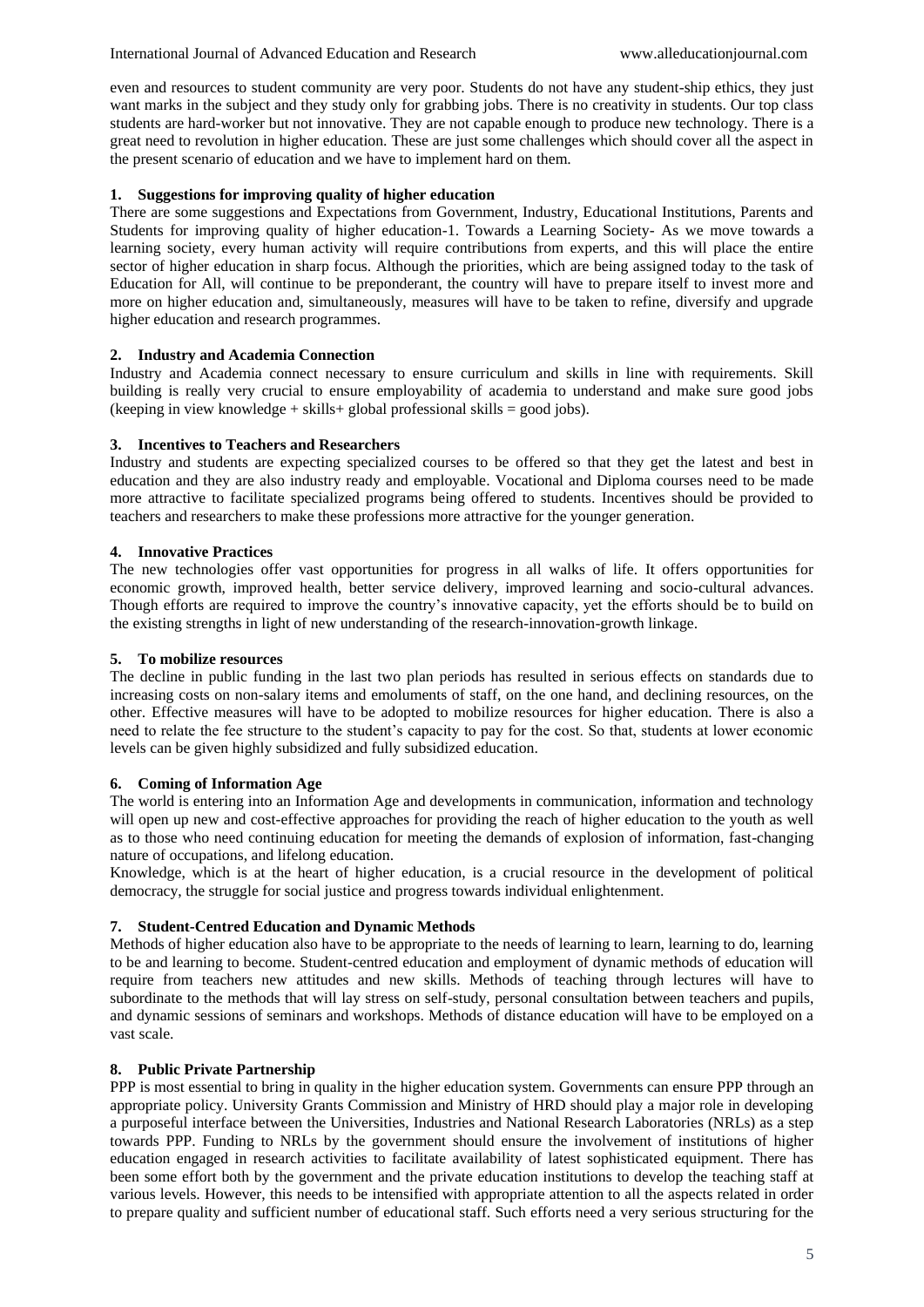even and resources to student community are very poor. Students do not have any student-ship ethics, they just want marks in the subject and they study only for grabbing jobs. There is no creativity in students. Our top class students are hard-worker but not innovative. They are not capable enough to produce new technology. There is a great need to revolution in higher education. These are just some challenges which should cover all the aspect in the present scenario of education and we have to implement hard on them.

### 1. Suggestions for improving quality of higher education

There are some suggestions and Expectations from Government, Industry, Educational Institutions, Parents and Students for improving quality of higher education-1. Towards a Learning Society- As we move towards a learning society, every human activity will require contributions from experts, and this will place the entire sector of higher education in sharp focus. Although the priorities, which are being assigned today to the task of Education for All, will continue to be preponderant, the country will have to prepare itself to invest more and more on higher education and, simultaneously, measures will have to be taken to refine, diversify and upgrade higher education and research programmes.

### 2. Industry and Academia Connection

Industry and Academia connect necessary to ensure curriculum and skills in line with requirements. Skill building is really very crucial to ensure employability of academia to understand and make sure good jobs (keeping in view knowledge + skills+ global professional skills = good jobs).

### 3. Incentives to Teachers and Researchers

Industry and students are expecting specialized courses to be offered so that they get the latest and best in education and they are also industry ready and employable. Vocational and Diploma courses need to be made more attractive to facilitate specialized programs being offered to students. Incentives should be provided to teachers and researchers to make these professions more attractive for the younger generation.

### 4. Innovative Practices

The new technologies offer vast opportunities for progress in all walks of life. It offers opportunities for economic growth, improved health, better service delivery, improved learning and socio-cultural advances. Though efforts are required to improve the country's innovative capacity, yet the efforts should be to build on the existing strengths in light of new understanding of the research-innovation-growth linkage.

### 5. To mobilize resources

The decline in public funding in the last two plan periods has resulted in serious effects on standards due to increasing costs on non-salary items and emoluments of staff, on the one hand, and declining resources, on the other. Effective measures will have to be adopted to mobilize resources for higher education. There is also a need to relate the fee structure to the student's capacity to pay for the cost. So that, students at lower economic levels can be given highly subsidized and fully subsidized education.

### 6. Coming of Information Age

The world is entering into an Information Age and developments in communication, information and technology will open up new and cost-effective approaches for providing the reach of higher education to the youth as well as to those who need continuing education for meeting the demands of explosion of information, fast-changing nature of occupations, and lifelong education.

Knowledge, which is at the heart of higher education, is a crucial resource in the development of political democracy, the struggle for social justice and progress towards individual enlightenment.

### 7. Student-Centred Education and Dynamic Methods

Methods of higher education also have to be appropriate to the needs of learning to learn, learning to do, learning to be and learning to become. Student-centred education and employment of dynamic methods of education will require from teachers new attitudes and new skills. Methods of teaching through lectures will have to subordinate to the methods that will lay stress on self-study, personal consultation between teachers and pupils, and dynamic sessions of seminars and workshops. Methods of distance education will have to be employed on a vast scale.

### 8. Public Private Partnership

PPP is most essential to bring in quality in the higher education system. Governments can ensure PPP through an appropriate policy. University Grants Commission and Ministry of HRD should play a major role in developing a purposeful interface between the Universities, Industries and National Research Laboratories (NRLs) as a step towards PPP. Funding to NRLs by the government should ensure the involvement of institutions of higher education engaged in research activities to facilitate availability of latest sophisticated equipment. There has been some effort both by the government and the private education institutions to develop the teaching staff at various levels. However, this needs to be intensified with appropriate attention to all the aspects related in order to prepare quality and sufficient number of educational staff. Such efforts need a very serious structuring for the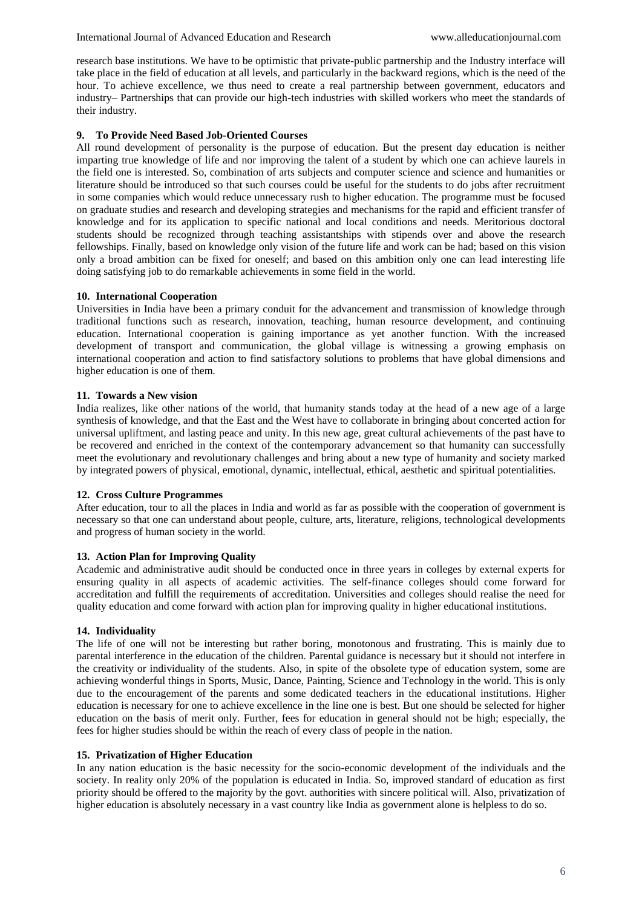research base institutions. We have to be optimistic that private-public partnership and the Industry interface will take place in the field of education at all levels, and particularly in the backward regions, which is the need of the hour. To achieve excellence, we thus need to create a real partnership between government, educators and industry– Partnerships that can provide our high-tech industries with skilled workers who meet the standards of their industry.

### 9. To Provide Need Based Job-Oriented Courses

All round development of personality is the purpose of education. But the present day education is neither imparting true knowledge of life and nor improving the talent of a student by which one can achieve laurels in the field one is interested. So, combination of arts subjects and computer science and science and humanities or literature should be introduced so that such courses could be useful for the students to do jobs after recruitment in some companies which would reduce unnecessary rush to higher education. The programme must be focused on graduate studies and research and developing strategies and mechanisms for the rapid and efficient transfer of knowledge and for its application to specific national and local conditions and needs. Meritorious doctoral students should be recognized through teaching assistantships with stipends over and above the research fellowships. Finally, based on knowledge only vision of the future life and work can be had; based on this vision only a broad ambition can be fixed for oneself; and based on this ambition only one can lead interesting life doing satisfying job to do remarkable achievements in some field in the world.

### 10. International Cooperation

Universities in India have been a primary conduit for the advancement and transmission of knowledge through traditional functions such as research, innovation, teaching, human resource development, and continuing education. International cooperation is gaining importance as yet another function. With the increased development of transport and communication, the global village is witnessing a growing emphasis on international cooperation and action to find satisfactory solutions to problems that have global dimensions and higher education is one of them.

### 11. Towards a New vision

India realizes, like other nations of the world, that humanity stands today at the head of a new age of a large synthesis of knowledge, and that the East and the West have to collaborate in bringing about concerted action for universal upliftment, and lasting peace and unity. In this new age, great cultural achievements of the past have to be recovered and enriched in the context of the contemporary advancement so that humanity can successfully meet the evolutionary and revolutionary challenges and bring about a new type of humanity and society marked by integrated powers of physical, emotional, dynamic, intellectual, ethical, aesthetic and spiritual potentialities.

### 12. Cross Culture Programmes

After education, tour to all the places in India and world as far as possible with the cooperation of government is necessary so that one can understand about people, culture, arts, literature, religions, technological developments and progress of human society in the world.

### 13. Action Plan for Improving Quality

Academic and administrative audit should be conducted once in three years in colleges by external experts for ensuring quality in all aspects of academic activities. The self-finance colleges should come forward for accreditation and fulfill the requirements of accreditation. Universities and colleges should realise the need for quality education and come forward with action plan for improving quality in higher educational institutions.

### 14. Individuality

The life of one will not be interesting but rather boring, monotonous and frustrating. This is mainly due to parental interference in the education of the children. Parental guidance is necessary but it should not interfere in the creativity or individuality of the students. Also, in spite of the obsolete type of education system, some are achieving wonderful things in Sports, Music, Dance, Painting, Science and Technology in the world. This is only due to the encouragement of the parents and some dedicated teachers in the educational institutions. Higher education is necessary for one to achieve excellence in the line one is best. But one should be selected for higher education on the basis of merit only. Further, fees for education in general should not be high; especially, the fees for higher studies should be within the reach of every class of people in the nation.

### 15. Privatization of Higher Education

In any nation education is the basic necessity for the socio-economic development of the individuals and the society. In reality only 20% of the population is educated in India. So, improved standard of education as first priority should be offered to the majority by the govt. authorities with sincere political will. Also, privatization of higher education is absolutely necessary in a vast country like India as government alone is helpless to do so.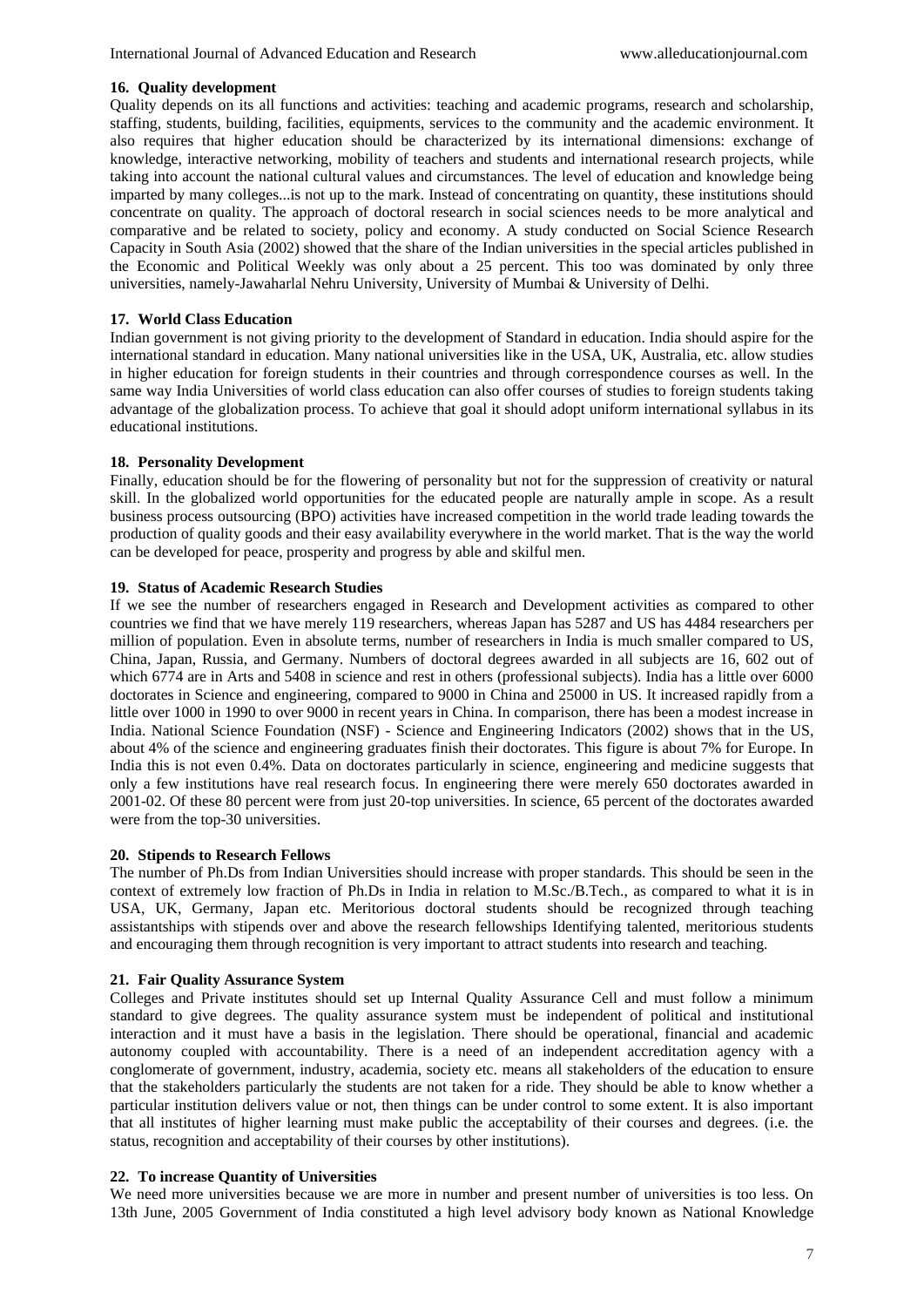### 16. Quality development

Quality depends on its all functions and activities: teaching and academic programs, research and scholarship, staffing, students, building, facilities, equipments, services to the community and the academic environment. It also requires that higher education should be characterized by its international dimensions: exchange of knowledge, interactive networking, mobility of teachers and students and international research projects, while taking into account the national cultural values and circumstances. The level of education and knowledge being imparted by many colleges...is not up to the mark. Instead of concentrating on quantity, these institutions should concentrate on quality. The approach of doctoral research in social sciences needs to be more analytical and comparative and be related to society, policy and economy. A study conducted on Social Science Research Capacity in South Asia (2002) showed that the share of the Indian universities in the special articles published in the Economic and Political Weekly was only about a 25 percent. This too was dominated by only three universities, namely-Jawaharlal Nehru University, University of Mumbai & University of Delhi.

### 17. World Class Education

Indian government is not giving priority to the development of Standard in education. India should aspire for the international standard in education. Many national universities like in the USA, UK, Australia, etc. allow studies in higher education for foreign students in their countries and through correspondence courses as well. In the same way India Universities of world class education can also offer courses of studies to foreign students taking advantage of the globalization process. To achieve that goal it should adopt uniform international syllabus in its educational institutions.

### 18. Personality Development

Finally, education should be for the flowering of personality but not for the suppression of creativity or natural skill. In the globalized world opportunities for the educated people are naturally ample in scope. As a result business process outsourcing (BPO) activities have increased competition in the world trade leading towards the production of quality goods and their easy availability everywhere in the world market. That is the way the world can be developed for peace, prosperity and progress by able and skilful men.

### 19. Status of Academic Research Studies

If we see the number of researchers engaged in Research and Development activities as compared to other countries we find that we have merely 119 researchers, whereas Japan has 5287 and US has 4484 researchers per million of population. Even in absolute terms, number of researchers in India is much smaller compared to US, China, Japan, Russia, and Germany. Numbers of doctoral degrees awarded in all subjects are 16, 602 out of which 6774 are in Arts and 5408 in science and rest in others (professional subjects). India has a little over 6000 doctorates in Science and engineering, compared to 9000 in China and 25000 in US. It increased rapidly from a little over 1000 in 1990 to over 9000 in recent years in China. In comparison, there has been a modest increase in India. National Science Foundation (NSF) - Science and Engineering Indicators (2002) shows that in the US, about 4% of the science and engineering graduates finish their doctorates. This figure is about 7% for Europe. In India this is not even 0.4%. Data on doctorates particularly in science, engineering and medicine suggests that only a few institutions have real research focus. In engineering there were merely 650 doctorates awarded in 2001-02. Of these 80 percent were from just 20-top universities. In science, 65 percent of the doctorates awarded were from the top-30 universities.

### 20. Stipends to Research Fellows

The number of Ph.Ds from Indian Universities should increase with proper standards. This should be seen in the context of extremely low fraction of Ph.Ds in India in relation to M.Sc./B.Tech., as compared to what it is in USA, UK, Germany, Japan etc. Meritorious doctoral students should be recognized through teaching assistantships with stipends over and above the research fellowships Identifying talented, meritorious students and encouraging them through recognition is very important to attract students into research and teaching.

### 21. Fair Quality Assurance System

Colleges and Private institutes should set up Internal Quality Assurance Cell and must follow a minimum standard to give degrees. The quality assurance system must be independent of political and institutional interaction and it must have a basis in the legislation. There should be operational, financial and academic autonomy coupled with accountability. There is a need of an independent accreditation agency with a conglomerate of government, industry, academia, society etc. means all stakeholders of the education to ensure that the stakeholders particularly the students are not taken for a ride. They should be able to know whether a particular institution delivers value or not, then things can be under control to some extent. It is also important that all institutes of higher learning must make public the acceptability of their courses and degrees. (i.e. the status, recognition and acceptability of their courses by other institutions).

### 22. To increase Quantity of Universities

We need more universities because we are more in number and present number of universities is too less. On 13th June, 2005 Government of India constituted a high level advisory body known as National Knowledge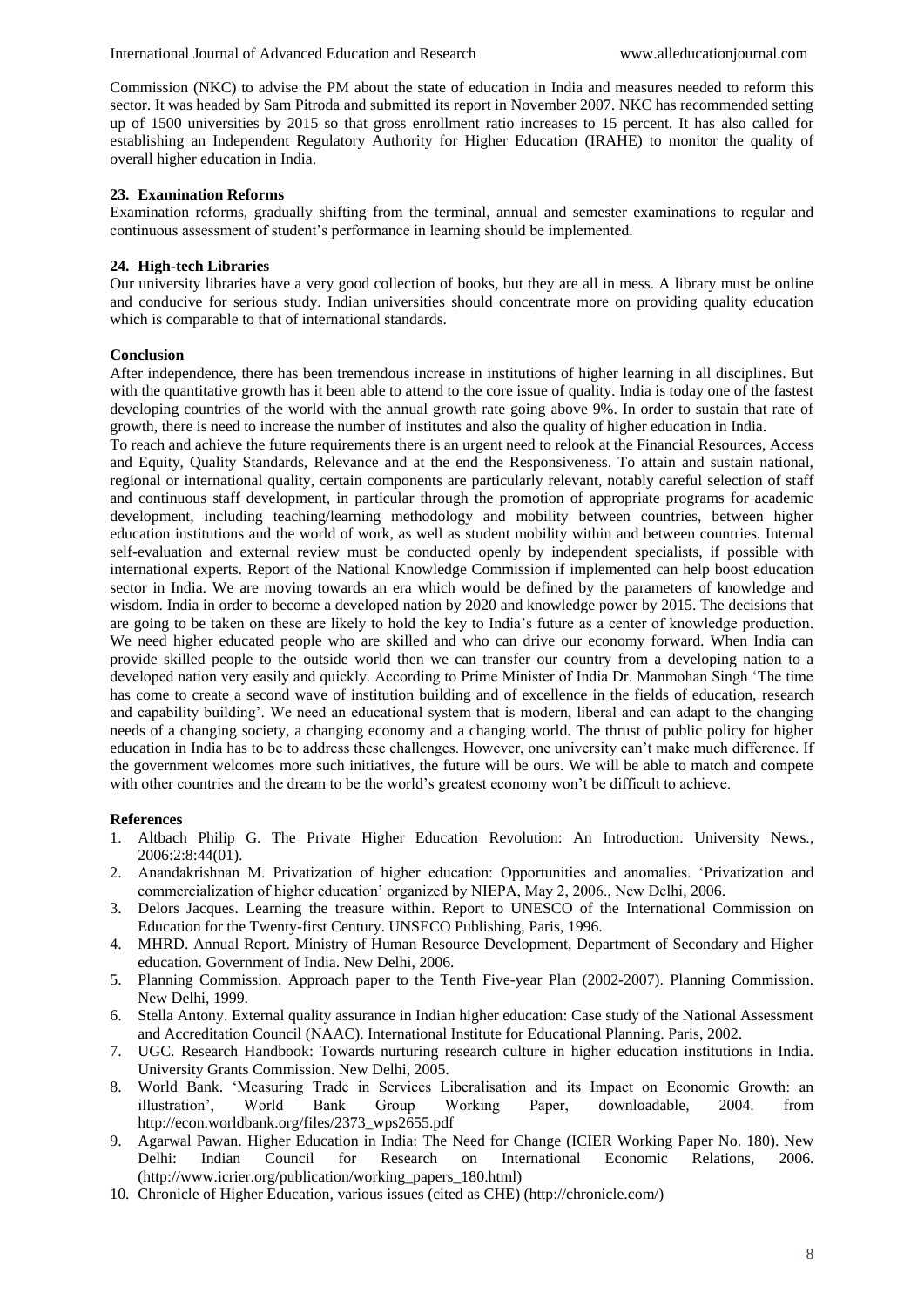Commission (NKC) to advise the PM about the state of education in India and measures needed to reform this sector. It was headed by Sam Pitroda and submitted its report in November 2007. NKC has recommended setting up of 1500 universities by 2015 so that gross enrollment ratio increases to 15 percent. It has also called for establishing an Independent Regulatory Authority for Higher Education (IRAHE) to monitor the quality of overall higher education in India.

### 23. Examination Reforms

Examination reforms, gradually shifting from the terminal, annual and semester examinations to regular and continuous assessment of student's performance in learning should be implemented.

### 24. High-tech Libraries

Our university libraries have a very good collection of books, but they are all in mess. A library must be online and conducive for serious study. Indian universities should concentrate more on providing quality education which is comparable to that of international standards.

## Conclusion

After independence, there has been tremendous increase in institutions of higher learning in all disciplines. But with the quantitative growth has it been able to attend to the core issue of quality. India is today one of the fastest developing countries of the world with the annual growth rate going above 9%. In order to sustain that rate of growth, there is need to increase the number of institutes and also the quality of higher education in India.

To reach and achieve the future requirements there is an urgent need to relook at the Financial Resources, Access and Equity, Quality Standards, Relevance and at the end the Responsiveness. To attain and sustain national, regional or international quality, certain components are particularly relevant, notably careful selection of staff and continuous staff development, in particular through the promotion of appropriate programs for academic development, including teaching/learning methodology and mobility between countries, between higher education institutions and the world of work, as well as student mobility within and between countries. Internal self-evaluation and external review must be conducted openly by independent specialists, if possible with international experts. Report of the National Knowledge Commission if implemented can help boost education sector in India. We are moving towards an era which would be defined by the parameters of knowledge and wisdom. India in order to become a developed nation by 2020 and knowledge power by 2015. The decisions that are going to be taken on these are likely to hold the key to India's future as a center of knowledge production. We need higher educated people who are skilled and who can drive our economy forward. When India can provide skilled people to the outside world then we can transfer our country from a developing nation to a developed nation very easily and quickly. According to Prime Minister of India Dr. Manmohan Singh 'The time has come to create a second wave of institution building and of excellence in the fields of education, research and capability building'. We need an educational system that is modern, liberal and can adapt to the changing needs of a changing society, a changing economy and a changing world. The thrust of public policy for higher education in India has to be to address these challenges. However, one university can't make much difference. If the government welcomes more such initiatives, the future will be ours. We will be able to match and compete with other countries and the dream to be the world's greatest economy won't be difficult to achieve.

## References

1. Altbach Philip G. The Private Higher Education Revolution: An Introduction. University News., 2006:2:8:44(01).
2. Anandakrishnan M. Privatization of higher education: Opportunities and anomalies. 'Privatization and commercialization of higher education' organized by NIEPA, May 2, 2006., New Delhi, 2006.
3. Delors Jacques. Learning the treasure within. Report to UNESCO of the International Commission on Education for the Twenty-first Century. UNSECO Publishing, Paris, 1996.
4. MHRD. Annual Report. Ministry of Human Resource Development, Department of Secondary and Higher education. Government of India. New Delhi, 2006.
5. Planning Commission. Approach paper to the Tenth Five-year Plan (2002-2007). Planning Commission. New Delhi, 1999.
6. Stella Antony. External quality assurance in Indian higher education: Case study of the National Assessment and Accreditation Council (NAAC). International Institute for Educational Planning. Paris, 2002.
7. UGC. Research Handbook: Towards nurturing research culture in higher education institutions in India. University Grants Commission. New Delhi, 2005.
8. World Bank. 'Measuring Trade in Services Liberalisation and its Impact on Economic Growth: an illustration', World Bank Group Working Paper, downloadable, 2004. from http://econ.worldbank.org/files/2373_wps2655.pdf
9. Agarwal Pawan. Higher Education in India: The Need for Change (ICIER Working Paper No. 180). New Delhi: Indian Council for Research on International Economic Relations, 2006. (http://www.icrier.org/publication/working_papers_180.html)
10. Chronicle of Higher Education, various issues (cited as CHE) (http://chronicle.com/)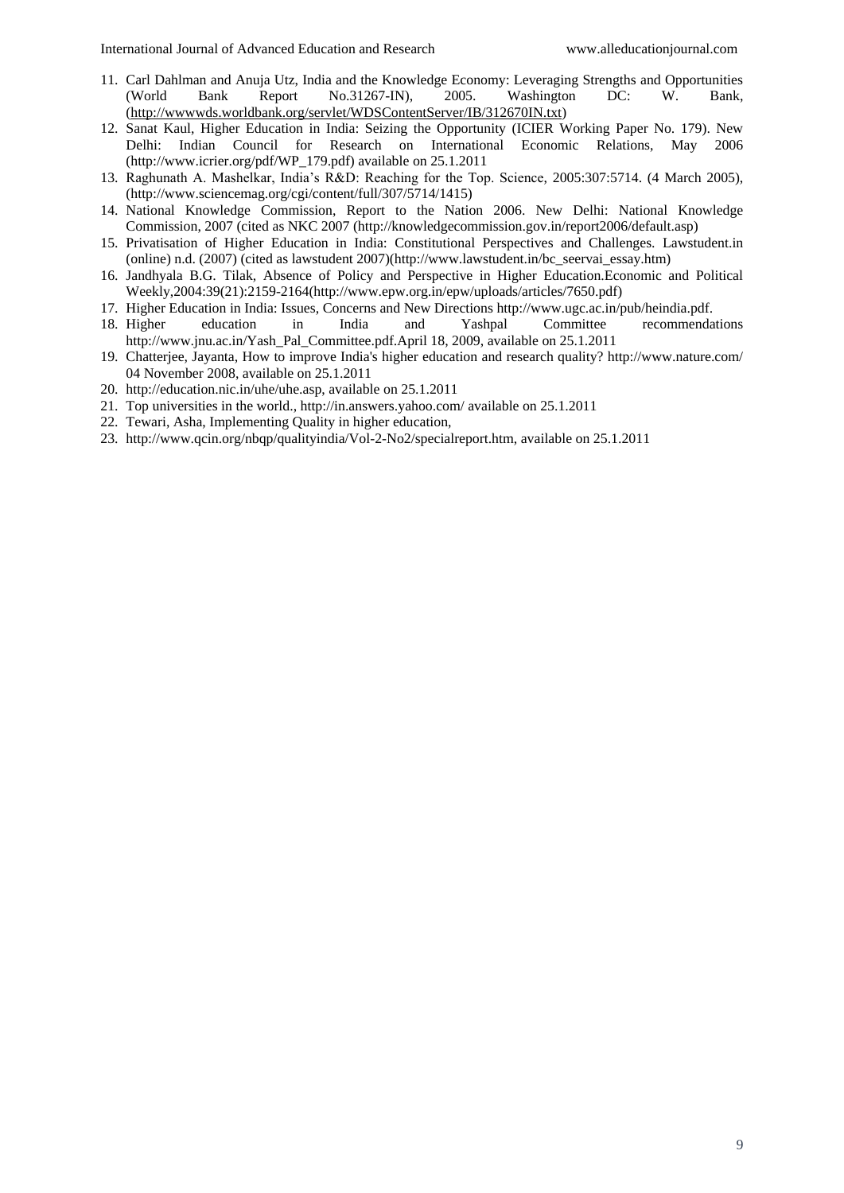11. Carl Dahlman and Anuja Utz, India and the Knowledge Economy: Leveraging Strengths and Opportunities (World Bank Report No.31267-IN), 2005. Washington DC: W. Bank, (http://wwwwds.worldbank.org/servlet/WDSContentServer/IB/312670IN.txt)
12. Sanat Kaul, Higher Education in India: Seizing the Opportunity (ICIER Working Paper No. 179). New Delhi: Indian Council for Research on International Economic Relations, May 2006 (http://www.icrier.org/pdf/WP_179.pdf) available on 25.1.2011
13. Raghunath A. Mashelkar, India's R&D: Reaching for the Top. Science, 2005:307:5714. (4 March 2005), (http://www.sciencemag.org/cgi/content/full/307/5714/1415)
14. National Knowledge Commission, Report to the Nation 2006. New Delhi: National Knowledge Commission, 2007 (cited as NKC 2007 (http://knowledgecommission.gov.in/report2006/default.asp)
15. Privatisation of Higher Education in India: Constitutional Perspectives and Challenges. Lawstudent.in (online) n.d. (2007) (cited as lawstudent 2007)(http://www.lawstudent.in/bc_seervai_essay.htm)
16. Jandhyala B.G. Tilak, Absence of Policy and Perspective in Higher Education.Economic and Political Weekly,2004:39(21):2159-2164(http://www.epw.org.in/epw/uploads/articles/7650.pdf)
17. Higher Education in India: Issues, Concerns and New Directions http://www.ugc.ac.in/pub/heindia.pdf.
18. Higher education in India and Yashpal Committee recommendations http://www.jnu.ac.in/Yash_Pal_Committee.pdf.April 18, 2009, available on 25.1.2011
19. Chatterjee, Jayanta, How to improve India's higher education and research quality? http://www.nature.com/ 04 November 2008, available on 25.1.2011
20. http://education.nic.in/uhe/uhe.asp, available on 25.1.2011
21. Top universities in the world., http://in.answers.yahoo.com/ available on 25.1.2011
22. Tewari, Asha, Implementing Quality in higher education,
23. http://www.qcin.org/nbqp/qualityindia/Vol-2-No2/specialreport.htm, available on 25.1.2011